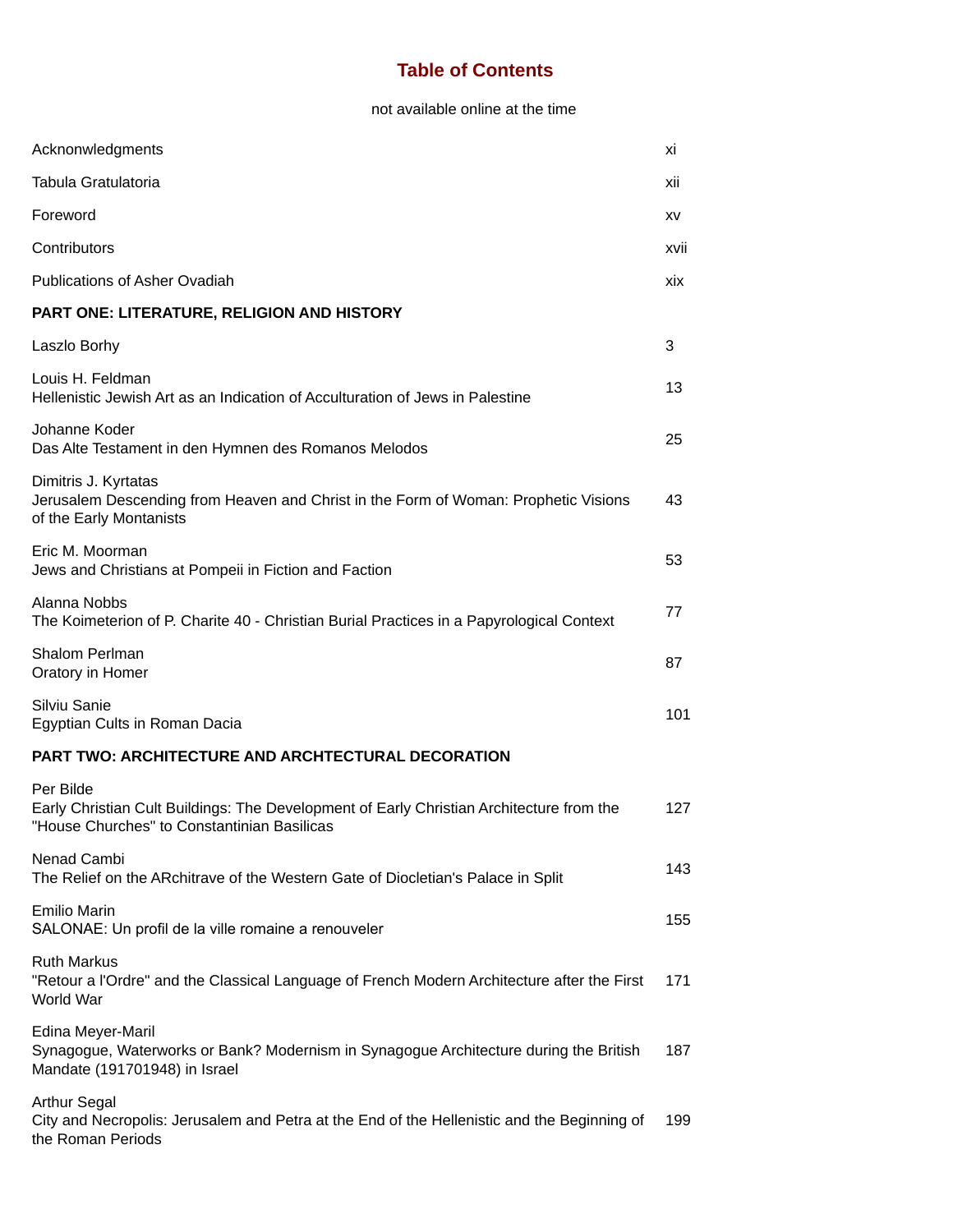# Table of Contents

not available online at the time

| | |
|---|---|
| Acknonwledgments | xi |
| Tabula Gratulatoria | xii |
| Foreword | xv |
| Contributors | xvii |
| Publications of Asher Ovadiah | xix |

**PART ONE: LITERATURE, RELIGION AND HISTORY**

| | |
|---|---|
| Laszlo Borhy | 3 |
| Louis H. Feldman<br>Hellenistic Jewish Art as an Indication of Acculturation of Jews in Palestine | 13 |
| Johanne Koder<br>Das Alte Testament in den Hymnen des Romanos Melodos | 25 |
| Dimitris J. Kyrtatas<br>Jerusalem Descending from Heaven and Christ in the Form of Woman: Prophetic Visions of the Early Montanists | 43 |
| Eric M. Moorman<br>Jews and Christians at Pompeii in Fiction and Faction | 53 |
| Alanna Nobbs<br>The Koimeterion of P. Charite 40 - Christian Burial Practices in a Papyrological Context | 77 |
| Shalom Perlman<br>Oratory in Homer | 87 |
| Silviu Sanie<br>Egyptian Cults in Roman Dacia | 101 |

**PART TWO: ARCHITECTURE AND ARCHTECTURAL DECORATION**

| | |
|---|---|
| Per Bilde<br>Early Christian Cult Buildings: The Development of Early Christian Architecture from the "House Churches" to Constantinian Basilicas | 127 |
| Nenad Cambi<br>The Relief on the ARchitrave of the Western Gate of Diocletian's Palace in Split | 143 |
| Emilio Marin<br>SALONAE: Un profil de la ville romaine a renouveler | 155 |
| Ruth Markus<br>"Retour a l'Ordre" and the Classical Language of French Modern Architecture after the First World War | 171 |
| Edina Meyer-Maril<br>Synagogue, Waterworks or Bank? Modernism in Synagogue Architecture during the British Mandate (191701948) in Israel | 187 |
| Arthur Segal<br>City and Necropolis: Jerusalem and Petra at the End of the Hellenistic and the Beginning of the Roman Periods | 199 |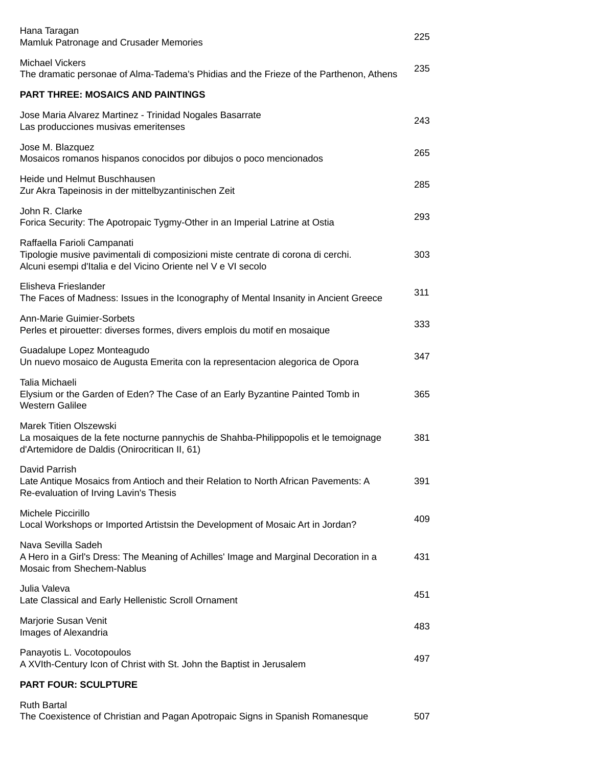Hana Taragan
Mamluk Patronage and Crusader Memories 225

Michael Vickers
The dramatic personae of Alma-Tadema's Phidias and the Frieze of the Parthenon, Athens 235

**PART THREE: MOSAICS AND PAINTINGS**

Jose Maria Alvarez Martinez - Trinidad Nogales Basarrate
Las producciones musivas emeritenses 243

Jose M. Blazquez
Mosaicos romanos hispanos conocidos por dibujos o poco mencionados 265

Heide und Helmut Buschhausen
Zur Akra Tapeinosis in der mittelbyzantinischen Zeit 285

John R. Clarke
Forica Security: The Apotropaic Tygmy-Other in an Imperial Latrine at Ostia 293

Raffaella Farioli Campanati
Tipologie musive pavimentali di composizioni miste centrate di corona di cerchi. Alcuni esempi d'Italia e del Vicino Oriente nel V e VI secolo 303

Elisheva Frieslander
The Faces of Madness: Issues in the Iconography of Mental Insanity in Ancient Greece 311

Ann-Marie Guimier-Sorbets
Perles et pirouetter: diverses formes, divers emplois du motif en mosaique 333

Guadalupe Lopez Monteagudo
Un nuevo mosaico de Augusta Emerita con la representacion alegorica de Opora 347

Talia Michaeli
Elysium or the Garden of Eden? The Case of an Early Byzantine Painted Tomb in Western Galilee 365

Marek Titien Olszewski
La mosaiques de la fete nocturne pannychis de Shahba-Philippopolis et le temoignage d'Artemidore de Daldis (Onirocritican II, 61) 381

David Parrish
Late Antique Mosaics from Antioch and their Relation to North African Pavements: A Re-evaluation of Irving Lavin's Thesis 391

Michele Piccirillo
Local Workshops or Imported Artistsin the Development of Mosaic Art in Jordan? 409

Nava Sevilla Sadeh
A Hero in a Girl's Dress: The Meaning of Achilles' Image and Marginal Decoration in a Mosaic from Shechem-Nablus 431

Julia Valeva
Late Classical and Early Hellenistic Scroll Ornament 451

Marjorie Susan Venit
Images of Alexandria 483

Panayotis L. Vocotopoulos
A XVIth-Century Icon of Christ with St. John the Baptist in Jerusalem 497

**PART FOUR: SCULPTURE**

Ruth Bartal
The Coexistence of Christian and Pagan Apotropaic Signs in Spanish Romanesque 507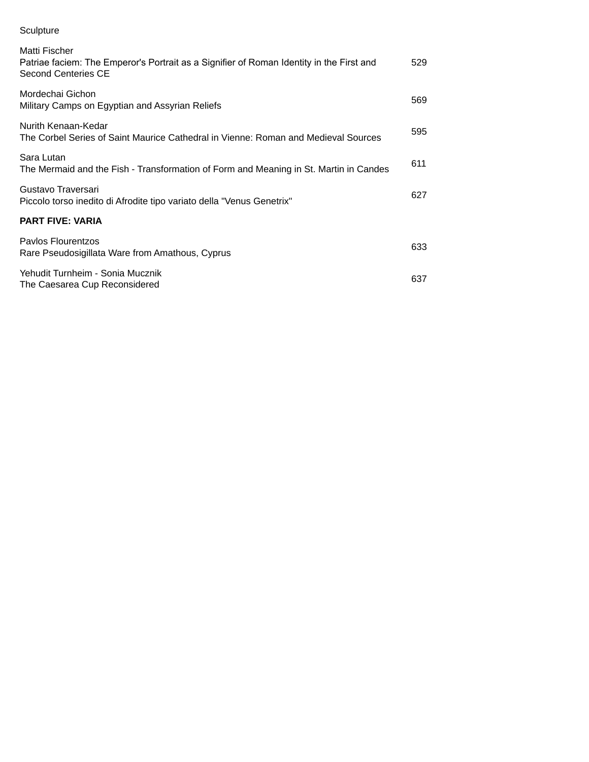Sculpture

| | |
|---|---|
| Matti Fischer<br>Patriae faciem: The Emperor's Portrait as a Signifier of Roman Identity in the First and Second Centeries CE | 529 |
| Mordechai Gichon<br>Military Camps on Egyptian and Assyrian Reliefs | 569 |
| Nurith Kenaan-Kedar<br>The Corbel Series of Saint Maurice Cathedral in Vienne: Roman and Medieval Sources | 595 |
| Sara Lutan<br>The Mermaid and the Fish - Transformation of Form and Meaning in St. Martin in Candes | 611 |
| Gustavo Traversari<br>Piccolo torso inedito di Afrodite tipo variato della "Venus Genetrix" | 627 |

**PART FIVE: VARIA**

| | |
|---|---|
| Pavlos Flourentzos<br>Rare Pseudosigillata Ware from Amathous, Cyprus | 633 |
| Yehudit Turnheim - Sonia Mucznik<br>The Caesarea Cup Reconsidered | 637 |